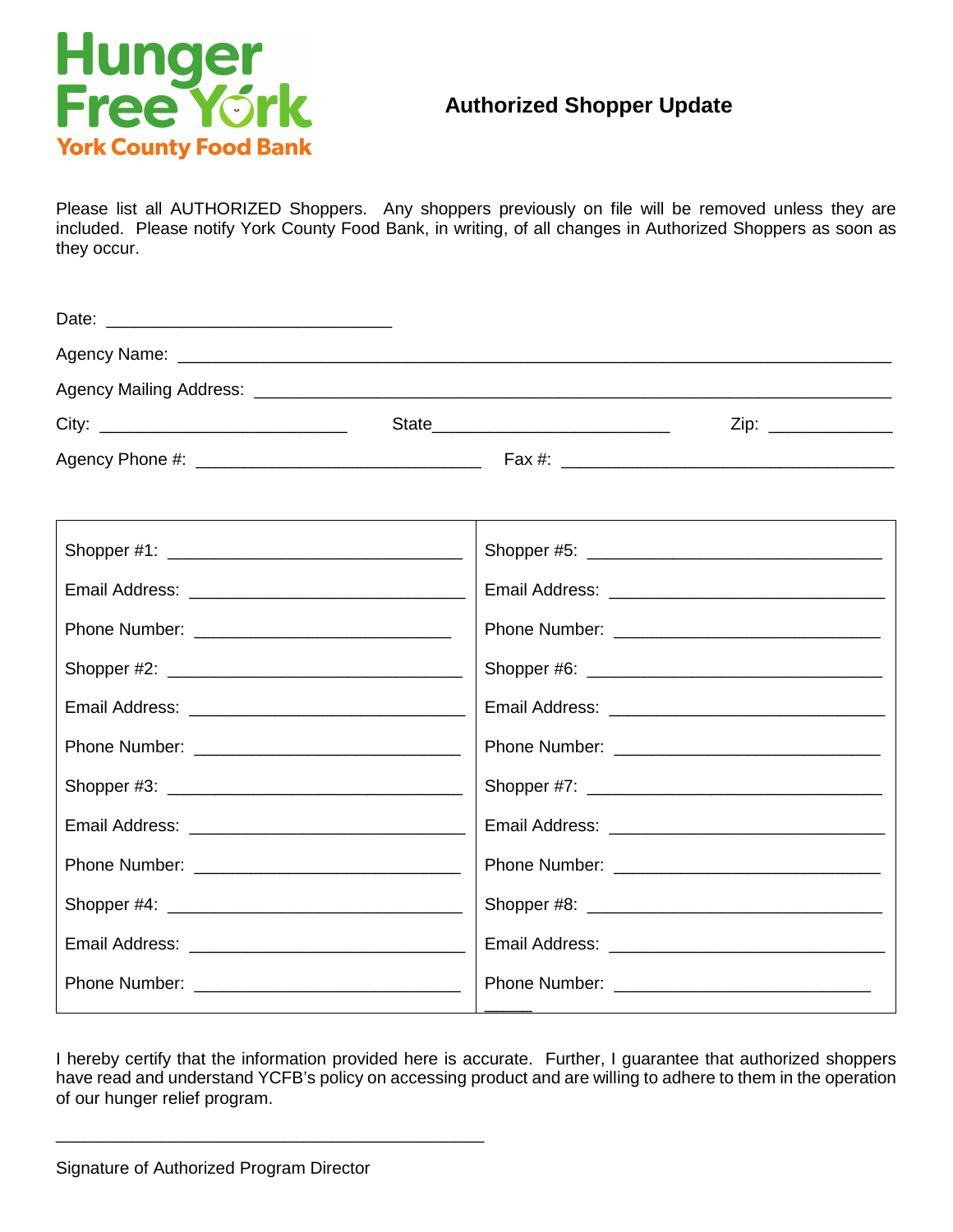Hunger Free York

York County Food Bank

# Authorized Shopper Update

Please list all AUTHORIZED Shoppers. Any shoppers previously on file will be removed unless they are included. Please notify York County Food Bank, in writing, of all changes in Authorized Shoppers as soon as they occur.

Date: ______________________________

Agency Name: ___________________________________________________________________________

Agency Mailing Address: __________________________________________________________________

City: __________________________ State_________________________ Zip: _____________

Agency Phone #: ______________________________ Fax #: ___________________________________

| | |
|---|---|
| Shopper #1: _______________________________ | Shopper #5: _______________________________ |
| Email Address: _____________________________ | Email Address: _____________________________ |
| Phone Number: ____________________________ | Phone Number: ____________________________ |
| Shopper #2: _______________________________ | Shopper #6: _______________________________ |
| Email Address: _____________________________ | Email Address: _____________________________ |
| Phone Number: ____________________________ | Phone Number: ____________________________ |
| Shopper #3: _______________________________ | Shopper #7: _______________________________ |
| Email Address: _____________________________ | Email Address: _____________________________ |
| Phone Number: ____________________________ | Phone Number: ____________________________ |
| Shopper #4: _______________________________ | Shopper #8: _______________________________ |
| Email Address: _____________________________ | Email Address: _____________________________ |
| Phone Number: ____________________________ | Phone Number: ____________________________ |

I hereby certify that the information provided here is accurate. Further, I guarantee that authorized shoppers have read and understand YCFB's policy on accessing product and are willing to adhere to them in the operation of our hunger relief program.

_____________________________________________

Signature of Authorized Program Director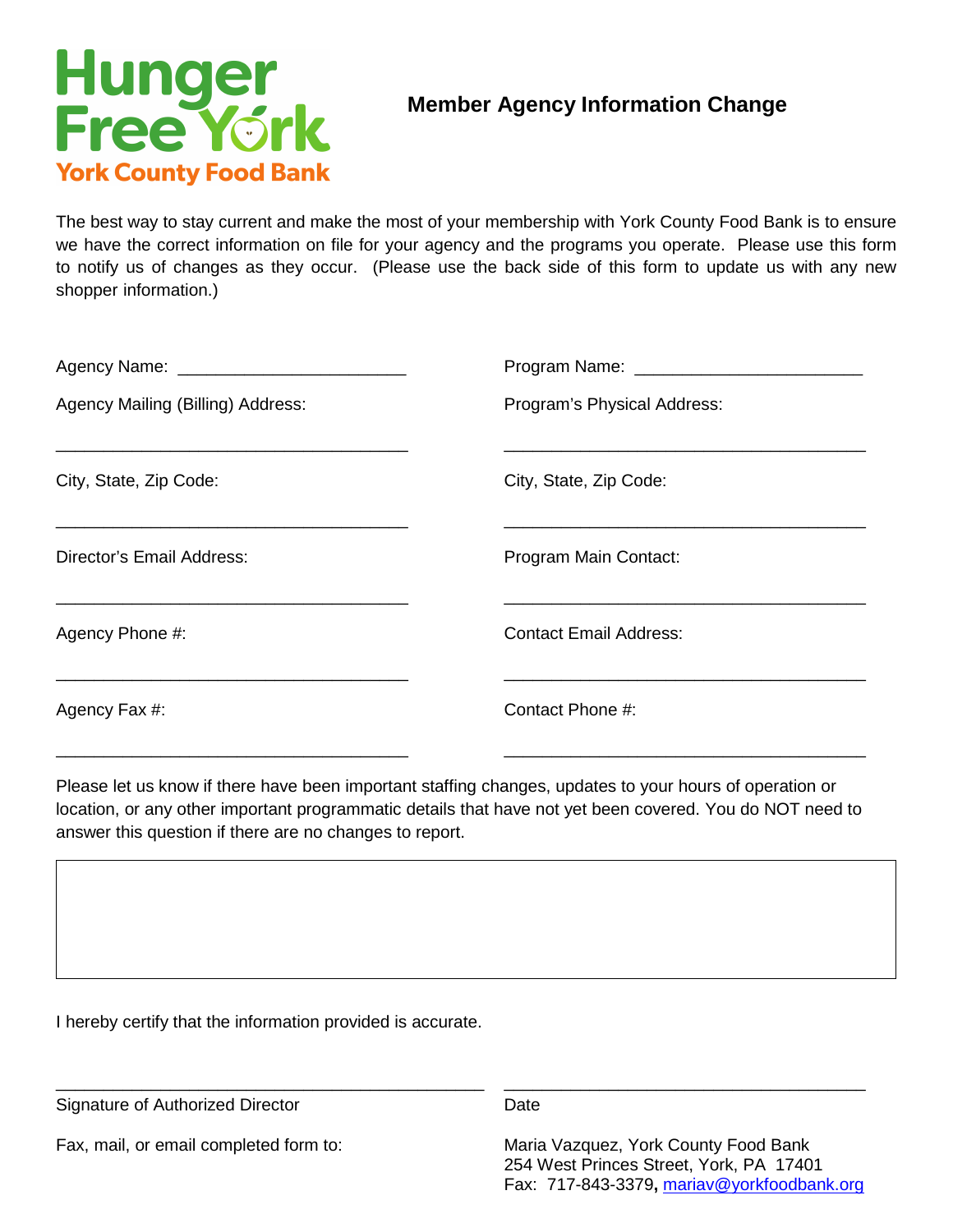Hunger Free York
York County Food Bank

# Member Agency Information Change

The best way to stay current and make the most of your membership with York County Food Bank is to ensure we have the correct information on file for your agency and the programs you operate. Please use this form to notify us of changes as they occur. (Please use the back side of this form to update us with any new shopper information.)

Agency Name: ________________________

Agency Mailing (Billing) Address:

_____________________________________

City, State, Zip Code:

_____________________________________

Director's Email Address:

_____________________________________

Agency Phone #:

_____________________________________

Agency Fax #:

_____________________________________

Program Name: ________________________

Program's Physical Address:

_____________________________________

City, State, Zip Code:

_____________________________________

Program Main Contact:

_____________________________________

Contact Email Address:

_____________________________________

Contact Phone #:

_____________________________________

Please let us know if there have been important staffing changes, updates to your hours of operation or location, or any other important programmatic details that have not yet been covered. You do NOT need to answer this question if there are no changes to report.

| |
|---|
| |

I hereby certify that the information provided is accurate.

_____________________________________ Signature of Authorized Director

_____________________________________ Date

Fax, mail, or email completed form to:

Maria Vazquez, York County Food Bank
254 West Princes Street, York, PA 17401
Fax: 717-843-3379, mariav@yorkfoodbank.org